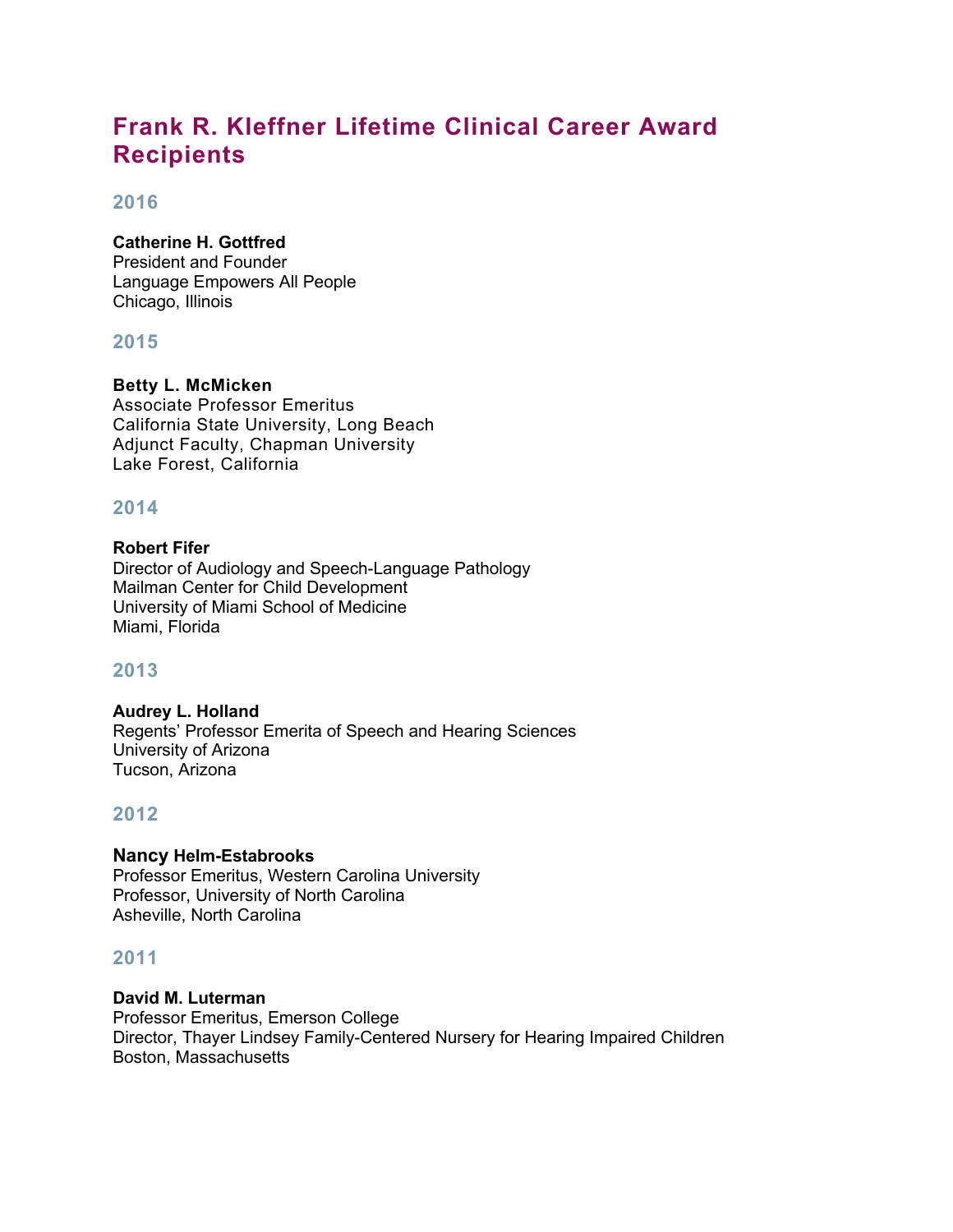# Frank R. Kleffner Lifetime Clinical Career Award Recipients

## 2016

**Catherine H. Gottfred**
President and Founder
Language Empowers All People
Chicago, Illinois

## 2015

**Betty L. McMicken**
Associate Professor Emeritus
California State University, Long Beach
Adjunct Faculty, Chapman University
Lake Forest, California

## 2014

**Robert Fifer**
Director of Audiology and Speech-Language Pathology
Mailman Center for Child Development
University of Miami School of Medicine
Miami, Florida

## 2013

**Audrey L. Holland**
Regents' Professor Emerita of Speech and Hearing Sciences
University of Arizona
Tucson, Arizona

## 2012

**Nancy Helm-Estabrooks**
Professor Emeritus, Western Carolina University
Professor, University of North Carolina
Asheville, North Carolina

## 2011

**David M. Luterman**
Professor Emeritus, Emerson College
Director, Thayer Lindsey Family-Centered Nursery for Hearing Impaired Children
Boston, Massachusetts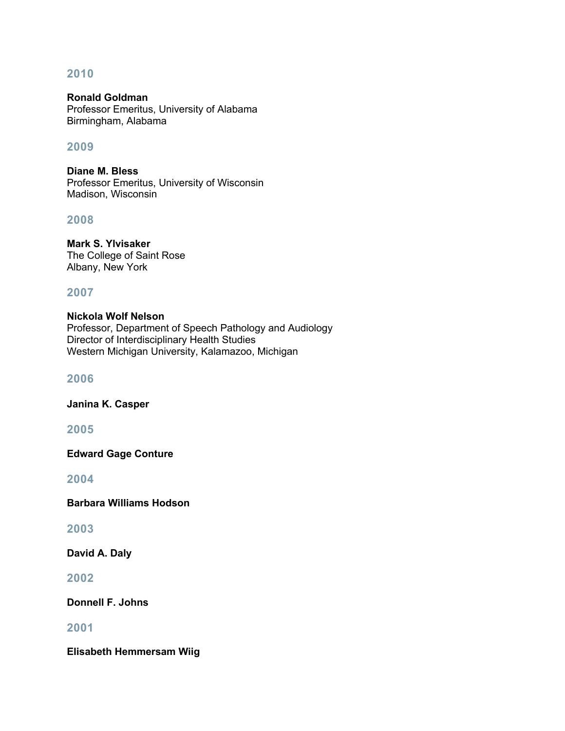## 2010

**Ronald Goldman**
Professor Emeritus, University of Alabama
Birmingham, Alabama

## 2009

**Diane M. Bless**
Professor Emeritus, University of Wisconsin
Madison, Wisconsin

## 2008

**Mark S. Ylvisaker**
The College of Saint Rose
Albany, New York

## 2007

**Nickola Wolf Nelson**
Professor, Department of Speech Pathology and Audiology
Director of Interdisciplinary Health Studies
Western Michigan University, Kalamazoo, Michigan

## 2006

**Janina K. Casper**

## 2005

**Edward Gage Conture**

## 2004

**Barbara Williams Hodson**

## 2003

**David A. Daly**

## 2002

**Donnell F. Johns**

## 2001

**Elisabeth Hemmersam Wiig**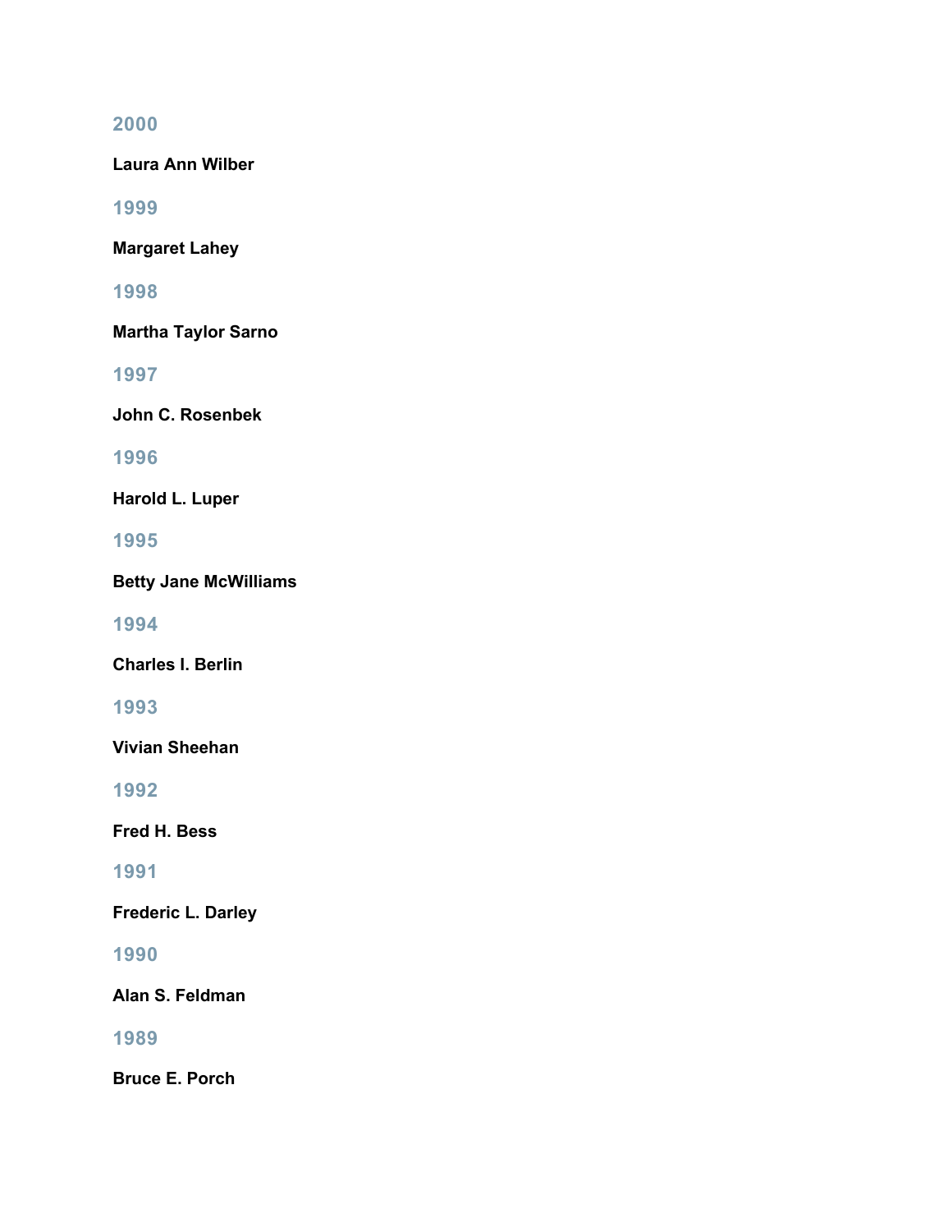### 2000

**Laura Ann Wilber**

### 1999

**Margaret Lahey**

### 1998

**Martha Taylor Sarno**

### 1997

**John C. Rosenbek**

### 1996

**Harold L. Luper**

### 1995

**Betty Jane McWilliams**

### 1994

**Charles I. Berlin**

### 1993

**Vivian Sheehan**

### 1992

**Fred H. Bess**

### 1991

**Frederic L. Darley**

### 1990

**Alan S. Feldman**

### 1989

**Bruce E. Porch**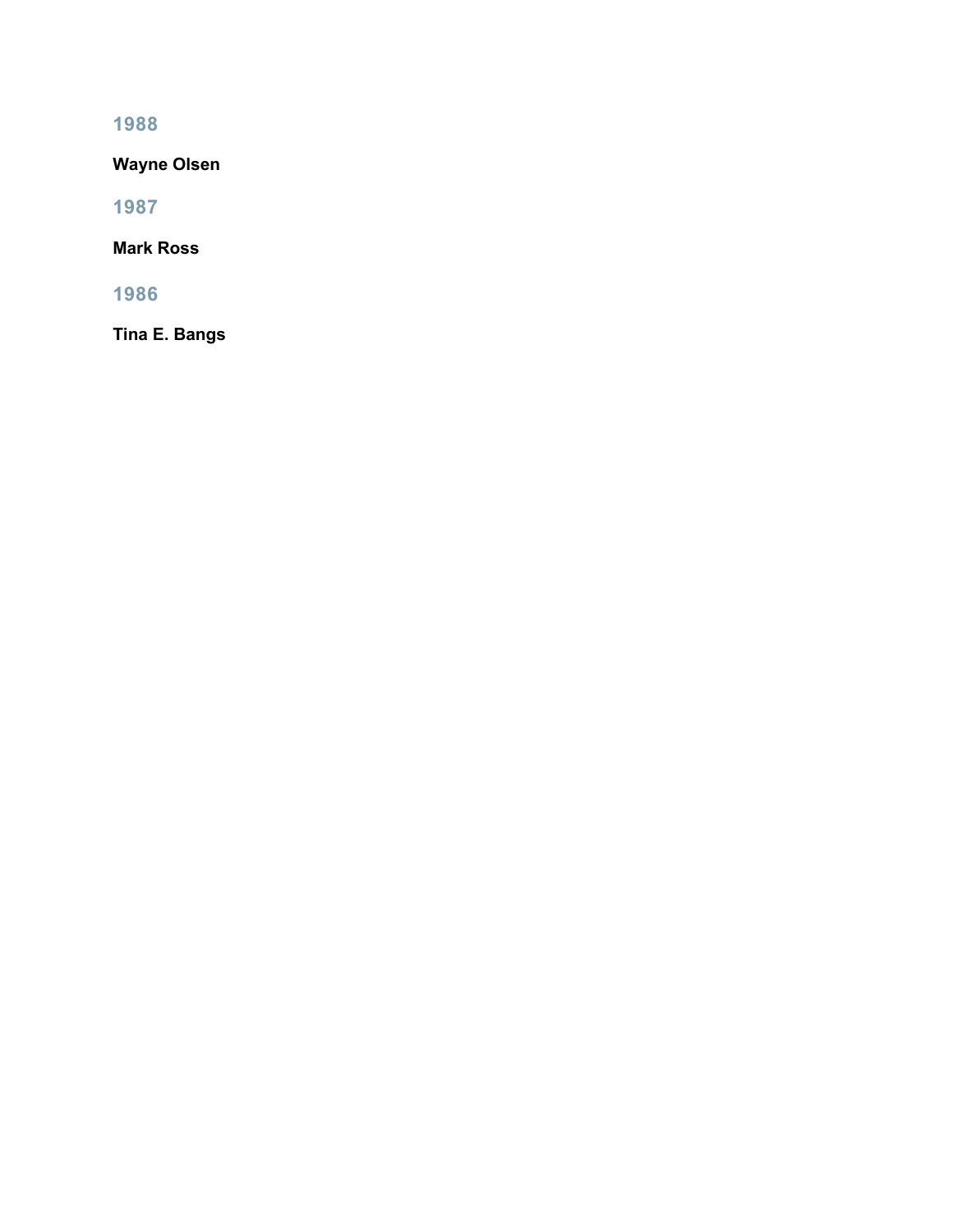### 1988

**Wayne Olsen**

### 1987

**Mark Ross**

### 1986

**Tina E. Bangs**